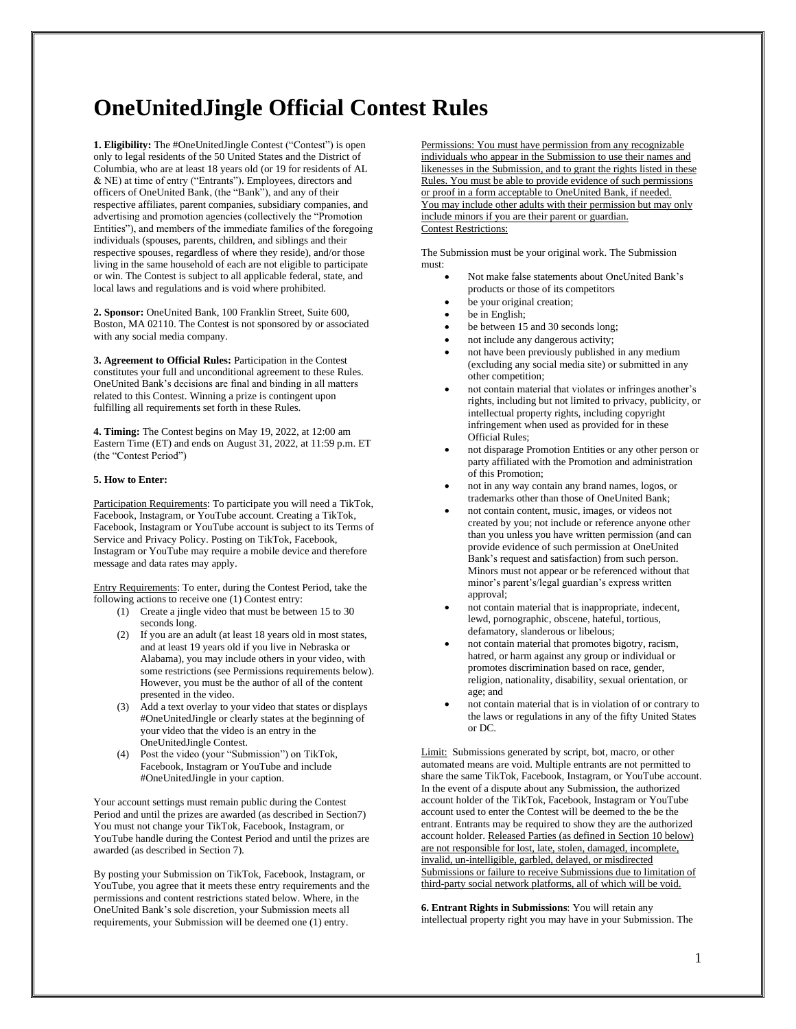# OneUnitedJingle Official Contest Rules

**1. Eligibility:** The #OneUnitedJingle Contest ("Contest") is open only to legal residents of the 50 United States and the District of Columbia, who are at least 18 years old (or 19 for residents of AL & NE) at time of entry ("Entrants"). Employees, directors and officers of OneUnited Bank, (the "Bank"), and any of their respective affiliates, parent companies, subsidiary companies, and advertising and promotion agencies (collectively the "Promotion Entities"), and members of the immediate families of the foregoing individuals (spouses, parents, children, and siblings and their respective spouses, regardless of where they reside), and/or those living in the same household of each are not eligible to participate or win. The Contest is subject to all applicable federal, state, and local laws and regulations and is void where prohibited.

**2. Sponsor:** OneUnited Bank, 100 Franklin Street, Suite 600, Boston, MA 02110. The Contest is not sponsored by or associated with any social media company.

**3. Agreement to Official Rules:** Participation in the Contest constitutes your full and unconditional agreement to these Rules. OneUnited Bank's decisions are final and binding in all matters related to this Contest. Winning a prize is contingent upon fulfilling all requirements set forth in these Rules.

**4. Timing:** The Contest begins on May 19, 2022, at 12:00 am Eastern Time (ET) and ends on August 31, 2022, at 11:59 p.m. ET (the "Contest Period")

**5. How to Enter:**

Participation Requirements: To participate you will need a TikTok, Facebook, Instagram, or YouTube account. Creating a TikTok, Facebook, Instagram or YouTube account is subject to its Terms of Service and Privacy Policy. Posting on TikTok, Facebook, Instagram or YouTube may require a mobile device and therefore message and data rates may apply.

Entry Requirements: To enter, during the Contest Period, take the following actions to receive one (1) Contest entry:

1. Create a jingle video that must be between 15 to 30 seconds long.
2. If you are an adult (at least 18 years old in most states, and at least 19 years old if you live in Nebraska or Alabama), you may include others in your video, with some restrictions (see Permissions requirements below). However, you must be the author of all of the content presented in the video.
3. Add a text overlay to your video that states or displays #OneUnitedJingle or clearly states at the beginning of your video that the video is an entry in the OneUnitedJingle Contest.
4. Post the video (your "Submission") on TikTok, Facebook, Instagram or YouTube and include #OneUnitedJingle in your caption.

Your account settings must remain public during the Contest Period and until the prizes are awarded (as described in Section7) You must not change your TikTok, Facebook, Instagram, or YouTube handle during the Contest Period and until the prizes are awarded (as described in Section 7).

By posting your Submission on TikTok, Facebook, Instagram, or YouTube, you agree that it meets these entry requirements and the permissions and content restrictions stated below. Where, in the OneUnited Bank's sole discretion, your Submission meets all requirements, your Submission will be deemed one (1) entry.

Permissions: You must have permission from any recognizable individuals who appear in the Submission to use their names and likenesses in the Submission, and to grant the rights listed in these Rules. You must be able to provide evidence of such permissions or proof in a form acceptable to OneUnited Bank, if needed. You may include other adults with their permission but may only include minors if you are their parent or guardian.

Contest Restrictions:

The Submission must be your original work. The Submission must:

- Not make false statements about OneUnited Bank's products or those of its competitors
- be your original creation;
- be in English;
- be between 15 and 30 seconds long;
- not include any dangerous activity;
- not have been previously published in any medium (excluding any social media site) or submitted in any other competition;
- not contain material that violates or infringes another's rights, including but not limited to privacy, publicity, or intellectual property rights, including copyright infringement when used as provided for in these Official Rules;
- not disparage Promotion Entities or any other person or party affiliated with the Promotion and administration of this Promotion;
- not in any way contain any brand names, logos, or trademarks other than those of OneUnited Bank;
- not contain content, music, images, or videos not created by you; not include or reference anyone other than you unless you have written permission (and can provide evidence of such permission at OneUnited Bank's request and satisfaction) from such person. Minors must not appear or be referenced without that minor's parent's/legal guardian's express written approval;
- not contain material that is inappropriate, indecent, lewd, pornographic, obscene, hateful, tortious, defamatory, slanderous or libelous;
- not contain material that promotes bigotry, racism, hatred, or harm against any group or individual or promotes discrimination based on race, gender, religion, nationality, disability, sexual orientation, or age; and
- not contain material that is in violation of or contrary to the laws or regulations in any of the fifty United States or DC.

Limit: Submissions generated by script, bot, macro, or other automated means are void. Multiple entrants are not permitted to share the same TikTok, Facebook, Instagram, or YouTube account. In the event of a dispute about any Submission, the authorized account holder of the TikTok, Facebook, Instagram or YouTube account used to enter the Contest will be deemed to the be the entrant. Entrants may be required to show they are the authorized account holder. Released Parties (as defined in Section 10 below) are not responsible for lost, late, stolen, damaged, incomplete, invalid, un-intelligible, garbled, delayed, or misdirected Submissions or failure to receive Submissions due to limitation of third-party social network platforms, all of which will be void.

**6. Entrant Rights in Submissions**: You will retain any intellectual property right you may have in your Submission. The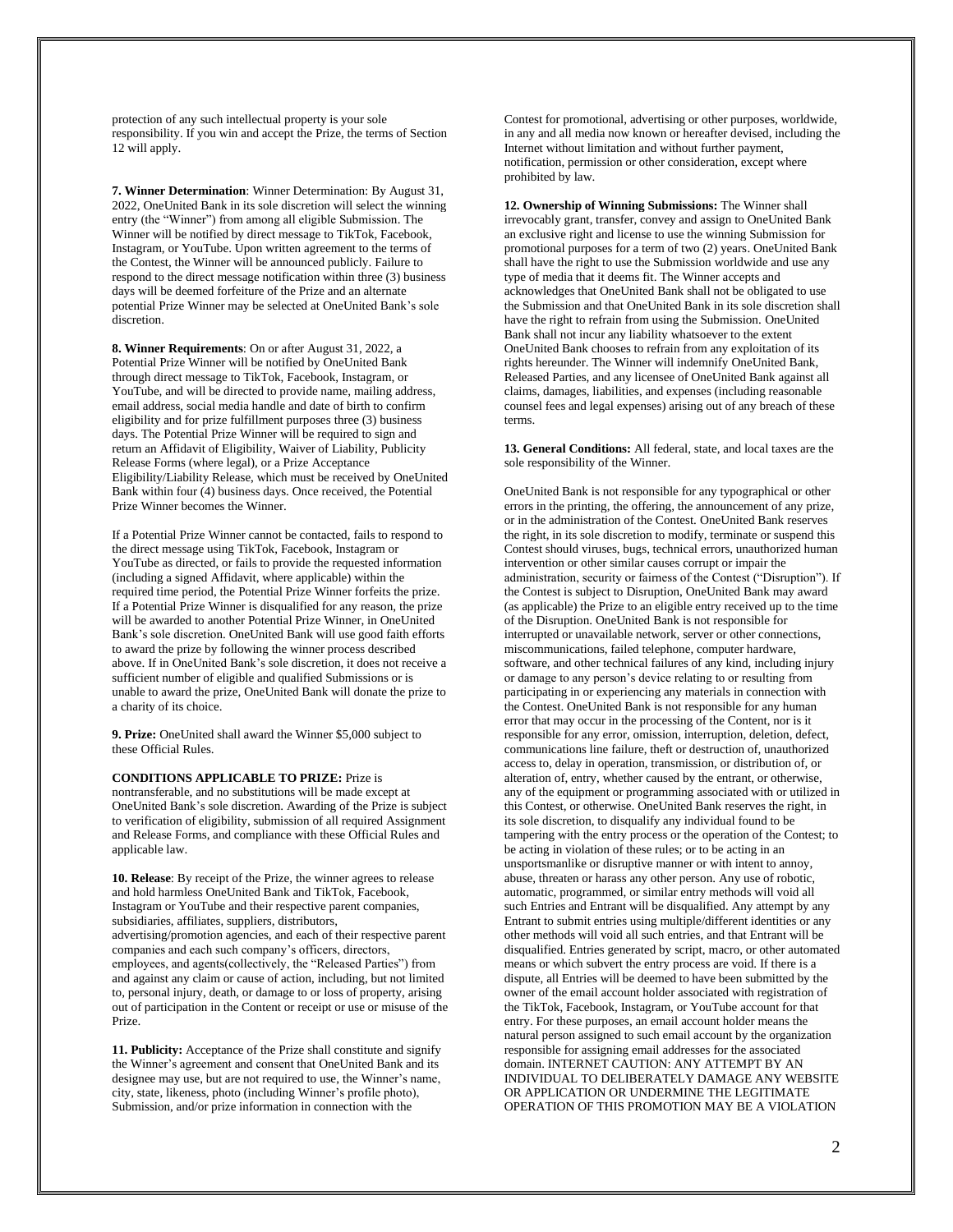protection of any such intellectual property is your sole responsibility. If you win and accept the Prize, the terms of Section 12 will apply.

**7. Winner Determination**: Winner Determination: By August 31, 2022, OneUnited Bank in its sole discretion will select the winning entry (the "Winner") from among all eligible Submission. The Winner will be notified by direct message to TikTok, Facebook, Instagram, or YouTube. Upon written agreement to the terms of the Contest, the Winner will be announced publicly. Failure to respond to the direct message notification within three (3) business days will be deemed forfeiture of the Prize and an alternate potential Prize Winner may be selected at OneUnited Bank's sole discretion.

**8. Winner Requirements**: On or after August 31, 2022, a Potential Prize Winner will be notified by OneUnited Bank through direct message to TikTok, Facebook, Instagram, or YouTube, and will be directed to provide name, mailing address, email address, social media handle and date of birth to confirm eligibility and for prize fulfillment purposes three (3) business days. The Potential Prize Winner will be required to sign and return an Affidavit of Eligibility, Waiver of Liability, Publicity Release Forms (where legal), or a Prize Acceptance Eligibility/Liability Release, which must be received by OneUnited Bank within four (4) business days. Once received, the Potential Prize Winner becomes the Winner.

If a Potential Prize Winner cannot be contacted, fails to respond to the direct message using TikTok, Facebook, Instagram or YouTube as directed, or fails to provide the requested information (including a signed Affidavit, where applicable) within the required time period, the Potential Prize Winner forfeits the prize. If a Potential Prize Winner is disqualified for any reason, the prize will be awarded to another Potential Prize Winner, in OneUnited Bank's sole discretion. OneUnited Bank will use good faith efforts to award the prize by following the winner process described above. If in OneUnited Bank's sole discretion, it does not receive a sufficient number of eligible and qualified Submissions or is unable to award the prize, OneUnited Bank will donate the prize to a charity of its choice.

**9. Prize:** OneUnited shall award the Winner $5,000 subject to these Official Rules.

**CONDITIONS APPLICABLE TO PRIZE:** Prize is nontransferable, and no substitutions will be made except at OneUnited Bank's sole discretion. Awarding of the Prize is subject to verification of eligibility, submission of all required Assignment and Release Forms, and compliance with these Official Rules and applicable law.

**10. Release**: By receipt of the Prize, the winner agrees to release and hold harmless OneUnited Bank and TikTok, Facebook, Instagram or YouTube and their respective parent companies, subsidiaries, affiliates, suppliers, distributors, advertising/promotion agencies, and each of their respective parent companies and each such company's officers, directors, employees, and agents(collectively, the "Released Parties") from and against any claim or cause of action, including, but not limited to, personal injury, death, or damage to or loss of property, arising out of participation in the Content or receipt or use or misuse of the Prize.

**11. Publicity:** Acceptance of the Prize shall constitute and signify the Winner's agreement and consent that OneUnited Bank and its designee may use, but are not required to use, the Winner's name, city, state, likeness, photo (including Winner's profile photo), Submission, and/or prize information in connection with the Contest for promotional, advertising or other purposes, worldwide, in any and all media now known or hereafter devised, including the Internet without limitation and without further payment, notification, permission or other consideration, except where prohibited by law.

**12. Ownership of Winning Submissions:** The Winner shall irrevocably grant, transfer, convey and assign to OneUnited Bank an exclusive right and license to use the winning Submission for promotional purposes for a term of two (2) years. OneUnited Bank shall have the right to use the Submission worldwide and use any type of media that it deems fit. The Winner accepts and acknowledges that OneUnited Bank shall not be obligated to use the Submission and that OneUnited Bank in its sole discretion shall have the right to refrain from using the Submission. OneUnited Bank shall not incur any liability whatsoever to the extent OneUnited Bank chooses to refrain from any exploitation of its rights hereunder. The Winner will indemnify OneUnited Bank, Released Parties, and any licensee of OneUnited Bank against all claims, damages, liabilities, and expenses (including reasonable counsel fees and legal expenses) arising out of any breach of these terms.

**13. General Conditions:** All federal, state, and local taxes are the sole responsibility of the Winner.

OneUnited Bank is not responsible for any typographical or other errors in the printing, the offering, the announcement of any prize, or in the administration of the Contest. OneUnited Bank reserves the right, in its sole discretion to modify, terminate or suspend this Contest should viruses, bugs, technical errors, unauthorized human intervention or other similar causes corrupt or impair the administration, security or fairness of the Contest ("Disruption"). If the Contest is subject to Disruption, OneUnited Bank may award (as applicable) the Prize to an eligible entry received up to the time of the Disruption. OneUnited Bank is not responsible for interrupted or unavailable network, server or other connections, miscommunications, failed telephone, computer hardware, software, and other technical failures of any kind, including injury or damage to any person's device relating to or resulting from participating in or experiencing any materials in connection with the Contest. OneUnited Bank is not responsible for any human error that may occur in the processing of the Content, nor is it responsible for any error, omission, interruption, deletion, defect, communications line failure, theft or destruction of, unauthorized access to, delay in operation, transmission, or distribution of, or alteration of, entry, whether caused by the entrant, or otherwise, any of the equipment or programming associated with or utilized in this Contest, or otherwise. OneUnited Bank reserves the right, in its sole discretion, to disqualify any individual found to be tampering with the entry process or the operation of the Contest; to be acting in violation of these rules; or to be acting in an unsportsmanlike or disruptive manner or with intent to annoy, abuse, threaten or harass any other person. Any use of robotic, automatic, programmed, or similar entry methods will void all such Entries and Entrant will be disqualified. Any attempt by any Entrant to submit entries using multiple/different identities or any other methods will void all such entries, and that Entrant will be disqualified. Entries generated by script, macro, or other automated means or which subvert the entry process are void. If there is a dispute, all Entries will be deemed to have been submitted by the owner of the email account holder associated with registration of the TikTok, Facebook, Instagram, or YouTube account for that entry. For these purposes, an email account holder means the natural person assigned to such email account by the organization responsible for assigning email addresses for the associated domain. INTERNET CAUTION: ANY ATTEMPT BY AN INDIVIDUAL TO DELIBERATELY DAMAGE ANY WEBSITE OR APPLICATION OR UNDERMINE THE LEGITIMATE OPERATION OF THIS PROMOTION MAY BE A VIOLATION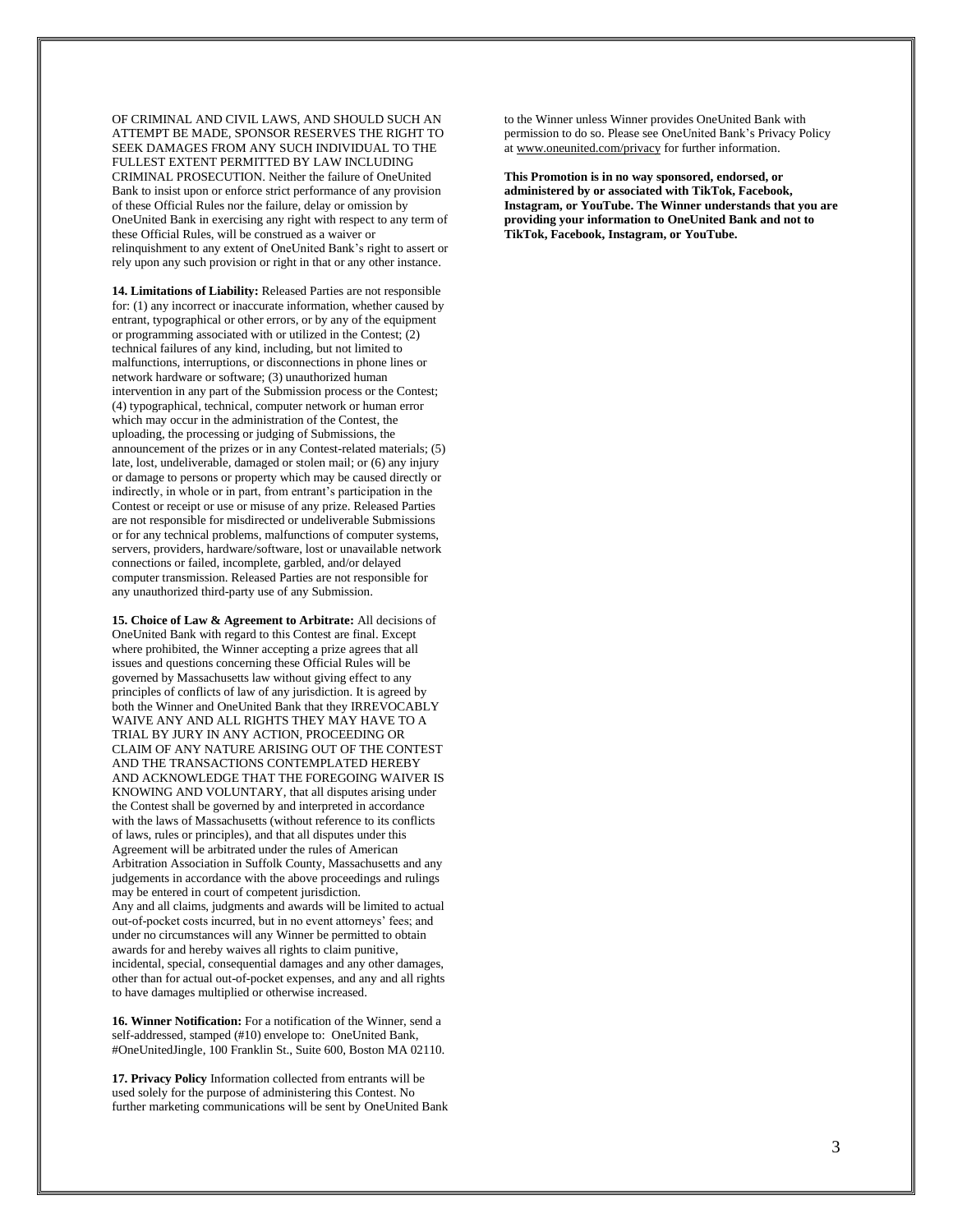OF CRIMINAL AND CIVIL LAWS, AND SHOULD SUCH AN ATTEMPT BE MADE, SPONSOR RESERVES THE RIGHT TO SEEK DAMAGES FROM ANY SUCH INDIVIDUAL TO THE FULLEST EXTENT PERMITTED BY LAW INCLUDING CRIMINAL PROSECUTION. Neither the failure of OneUnited Bank to insist upon or enforce strict performance of any provision of these Official Rules nor the failure, delay or omission by OneUnited Bank in exercising any right with respect to any term of these Official Rules, will be construed as a waiver or relinquishment to any extent of OneUnited Bank's right to assert or rely upon any such provision or right in that or any other instance.

**14. Limitations of Liability:** Released Parties are not responsible for: (1) any incorrect or inaccurate information, whether caused by entrant, typographical or other errors, or by any of the equipment or programming associated with or utilized in the Contest; (2) technical failures of any kind, including, but not limited to malfunctions, interruptions, or disconnections in phone lines or network hardware or software; (3) unauthorized human intervention in any part of the Submission process or the Contest; (4) typographical, technical, computer network or human error which may occur in the administration of the Contest, the uploading, the processing or judging of Submissions, the announcement of the prizes or in any Contest-related materials; (5) late, lost, undeliverable, damaged or stolen mail; or (6) any injury or damage to persons or property which may be caused directly or indirectly, in whole or in part, from entrant's participation in the Contest or receipt or use or misuse of any prize. Released Parties are not responsible for misdirected or undeliverable Submissions or for any technical problems, malfunctions of computer systems, servers, providers, hardware/software, lost or unavailable network connections or failed, incomplete, garbled, and/or delayed computer transmission. Released Parties are not responsible for any unauthorized third-party use of any Submission.

**15. Choice of Law & Agreement to Arbitrate:** All decisions of OneUnited Bank with regard to this Contest are final. Except where prohibited, the Winner accepting a prize agrees that all issues and questions concerning these Official Rules will be governed by Massachusetts law without giving effect to any principles of conflicts of law of any jurisdiction. It is agreed by both the Winner and OneUnited Bank that they IRREVOCABLY WAIVE ANY AND ALL RIGHTS THEY MAY HAVE TO A TRIAL BY JURY IN ANY ACTION, PROCEEDING OR CLAIM OF ANY NATURE ARISING OUT OF THE CONTEST AND THE TRANSACTIONS CONTEMPLATED HEREBY AND ACKNOWLEDGE THAT THE FOREGOING WAIVER IS KNOWING AND VOLUNTARY, that all disputes arising under the Contest shall be governed by and interpreted in accordance with the laws of Massachusetts (without reference to its conflicts of laws, rules or principles), and that all disputes under this Agreement will be arbitrated under the rules of American Arbitration Association in Suffolk County, Massachusetts and any judgements in accordance with the above proceedings and rulings may be entered in court of competent jurisdiction.
Any and all claims, judgments and awards will be limited to actual out-of-pocket costs incurred, but in no event attorneys' fees; and under no circumstances will any Winner be permitted to obtain awards for and hereby waives all rights to claim punitive, incidental, special, consequential damages and any other damages, other than for actual out-of-pocket expenses, and any and all rights to have damages multiplied or otherwise increased.

**16. Winner Notification:** For a notification of the Winner, send a self-addressed, stamped (#10) envelope to: OneUnited Bank, #OneUnitedJingle, 100 Franklin St., Suite 600, Boston MA 02110.

**17. Privacy Policy** Information collected from entrants will be used solely for the purpose of administering this Contest. No further marketing communications will be sent by OneUnited Bank to the Winner unless Winner provides OneUnited Bank with permission to do so. Please see OneUnited Bank's Privacy Policy at www.oneunited.com/privacy for further information.

**This Promotion is in no way sponsored, endorsed, or administered by or associated with TikTok, Facebook, Instagram, or YouTube. The Winner understands that you are providing your information to OneUnited Bank and not to TikTok, Facebook, Instagram, or YouTube.**